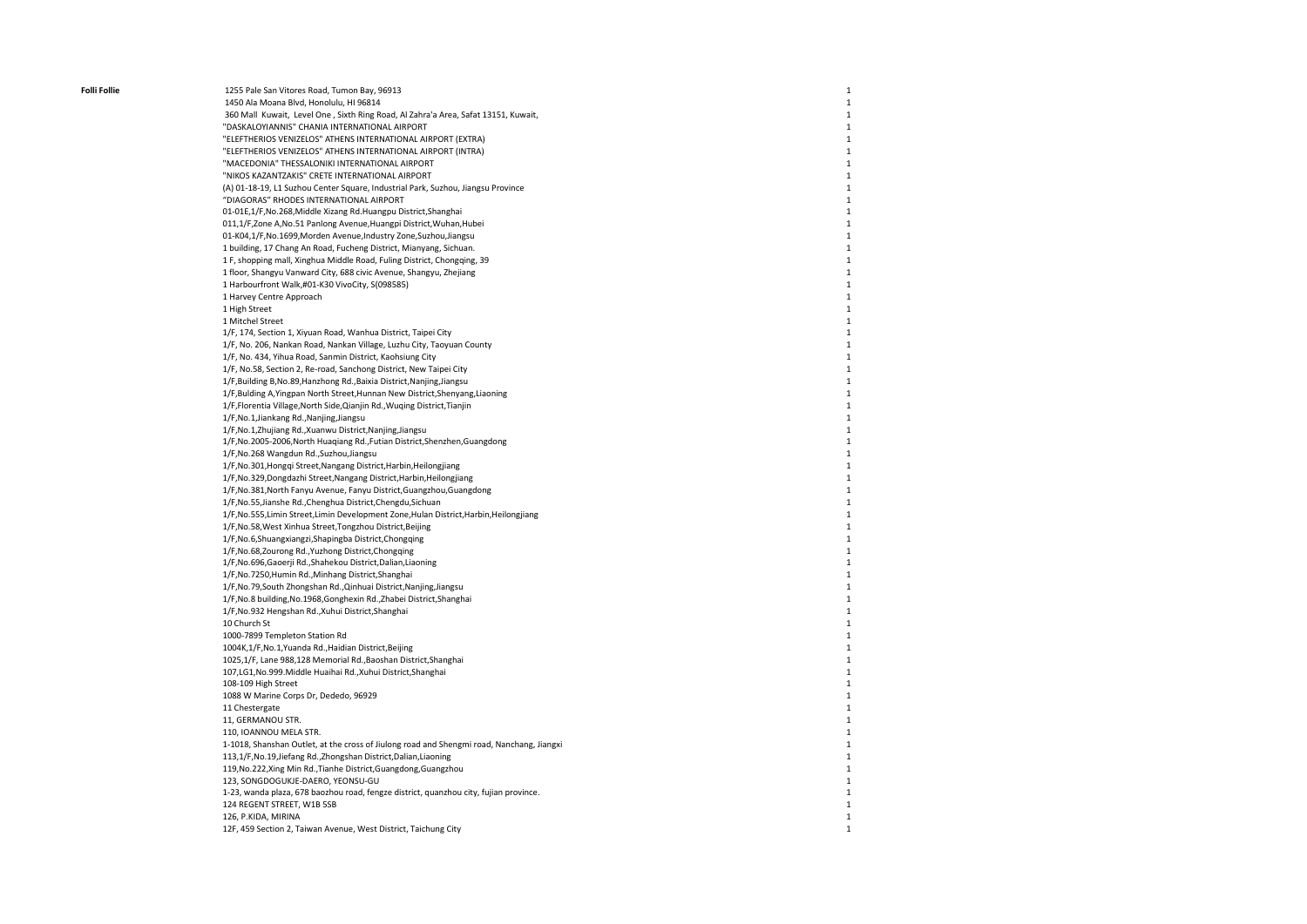| Folli Follie | | |
|---|---|---|
| | 1255 Pale San Vitores Road, Tumon Bay, 96913 | 1 |
| | 1450 Ala Moana Blvd, Honolulu, HI 96814 | 1 |
| | 360 Mall Kuwait, Level One , Sixth Ring Road, Al Zahra'a Area, Safat 13151, Kuwait, | 1 |
| | "DASKALOYIANNIS" CHANIA INTERNATIONAL AIRPORT | 1 |
| | "ELEFTHERIOS VENIZELOS" ATHENS INTERNATIONAL AIRPORT (EXTRA) | 1 |
| | "ELEFTHERIOS VENIZELOS" ATHENS INTERNATIONAL AIRPORT (INTRA) | 1 |
| | "MACEDONIA" THESSALONIKI INTERNATIONAL AIRPORT | 1 |
| | "NIKOS KAZANTZAKIS" CRETE INTERNATIONAL AIRPORT | 1 |
| | (A) 01-18-19, L1 Suzhou Center Square, Industrial Park, Suzhou, Jiangsu Province | 1 |
| | "DIAGORAS" RHODES INTERNATIONAL AIRPORT | 1 |
| | 01-01E,1/F,No.268,Middle Xizang Rd.Huangpu District,Shanghai | 1 |
| | 011,1/F,Zone A,No.51 Panlong Avenue,Huangpi District,Wuhan,Hubei | 1 |
| | 01-K04,1/F,No.1699,Morden Avenue,Industry Zone,Suzhou,Jiangsu | 1 |
| | 1 building, 17 Chang An Road, Fucheng District, Mianyang, Sichuan. | 1 |
| | 1 F, shopping mall, Xinghua Middle Road, Fuling District, Chongqing, 39 | 1 |
| | 1 floor, Shangyu Vanward City, 688 civic Avenue, Shangyu, Zhejiang | 1 |
| | 1 Harbourfront Walk,#01-K30 VivoCity, S(098585) | 1 |
| | 1 Harvey Centre Approach | 1 |
| | 1 High Street | 1 |
| | 1 Mitchel Street | 1 |
| | 1/F, 174, Section 1, Xiyuan Road, Wanhua District, Taipei City | 1 |
| | 1/F, No. 206, Nankan Road, Nankan Village, Luzhu City, Taoyuan County | 1 |
| | 1/F, No. 434, Yihua Road, Sanmin District, Kaohsiung City | 1 |
| | 1/F, No.58, Section 2, Re-road, Sanchong District, New Taipei City | 1 |
| | 1/F,Building B,No.89,Hanzhong Rd.,Baixia District,Nanjing,Jiangsu | 1 |
| | 1/F,Bulding A,Yingpan North Street,Hunnan New District,Shenyang,Liaoning | 1 |
| | 1/F,Florentia Village,North Side,Qianjin Rd.,Wuqing District,Tianjin | 1 |
| | 1/F,No.1,Jiankang Rd.,Nanjing,Jiangsu | 1 |
| | 1/F,No.1,Zhujiang Rd.,Xuanwu District,Nanjing,Jiangsu | 1 |
| | 1/F,No.2005-2006,North Huaqiang Rd.,Futian District,Shenzhen,Guangdong | 1 |
| | 1/F,No.268 Wangdun Rd.,Suzhou,Jiangsu | 1 |
| | 1/F,No.301,Hongqi Street,Nangang District,Harbin,Heilongjiang | 1 |
| | 1/F,No.329,Dongdazhi Street,Nangang District,Harbin,Heilongjiang | 1 |
| | 1/F,No.381,North Fanyu Avenue, Fanyu District,Guangzhou,Guangdong | 1 |
| | 1/F,No.55,Jianshe Rd.,Chenghua District,Chengdu,Sichuan | 1 |
| | 1/F,No.555,Limin Street,Limin Development Zone,Hulan District,Harbin,Heilongjiang | 1 |
| | 1/F,No.58,West Xinhua Street,Tongzhou District,Beijing | 1 |
| | 1/F,No.6,Shuangxiangzi,Shapingba District,Chongqing | 1 |
| | 1/F,No.68,Zourong Rd.,Yuzhong District,Chongqing | 1 |
| | 1/F,No.696,Gaoerji Rd.,Shahekou District,Dalian,Liaoning | 1 |
| | 1/F,No.7250,Humin Rd.,Minhang District,Shanghai | 1 |
| | 1/F,No.79,South Zhongshan Rd.,Qinhuai District,Nanjing,Jiangsu | 1 |
| | 1/F,No.8 building,No.1968,Gonghexin Rd.,Zhabei District,Shanghai | 1 |
| | 1/F,No.932 Hengshan Rd.,Xuhui District,Shanghai | 1 |
| | 10 Church St | 1 |
| | 1000-7899 Templeton Station Rd | 1 |
| | 1004K,1/F,No.1,Yuanda Rd.,Haidian District,Beijing | 1 |
| | 1025,1/F, Lane 988,128 Memorial Rd.,Baoshan District,Shanghai | 1 |
| | 107,LG1,No.999.Middle Huaihai Rd.,Xuhui District,Shanghai | 1 |
| | 108-109 High Street | 1 |
| | 1088 W Marine Corps Dr, Dededo, 96929 | 1 |
| | 11 Chestergate | 1 |
| | 11, GERMANOU STR. | 1 |
| | 110, IOANNOU MELA STR. | 1 |
| | 1-1018, Shanshan Outlet, at the cross of Jiulong road and Shengmi road, Nanchang, Jiangxi | 1 |
| | 113,1/F,No.19,Jiefang Rd.,Zhongshan District,Dalian,Liaoning | 1 |
| | 119,No.222,Xing Min Rd.,Tianhe District,Guangdong,Guangzhou | 1 |
| | 123, SONGDOGUKJE-DAERO, YEONSU-GU | 1 |
| | 1-23, wanda plaza, 678 baozhou road, fengze district, quanzhou city, fujian province. | 1 |
| | 124 REGENT STREET, W1B 5SB | 1 |
| | 126, P.KIDA, MIRINA | 1 |
| | 12F, 459 Section 2, Taiwan Avenue, West District, Taichung City | 1 |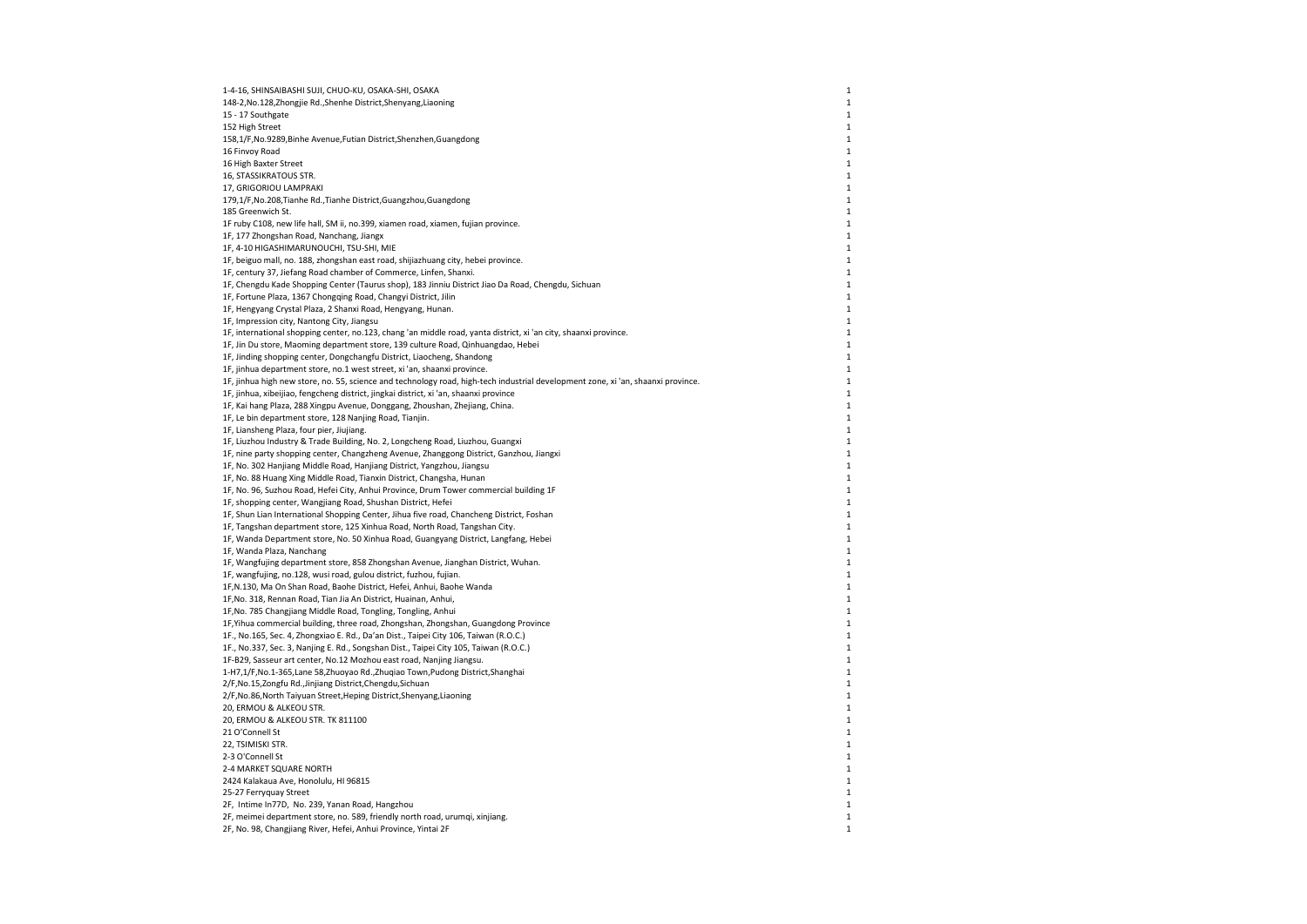| | |
|---|---|
| 1-4-16, SHINSAIBASHI SUJI, CHUO-KU, OSAKA-SHI, OSAKA | 1 |
| 148-2,No.128,Zhongjie Rd.,Shenhe District,Shenyang,Liaoning | 1 |
| 15 - 17 Southgate | 1 |
| 152 High Street | 1 |
| 158,1/F,No.9289,Binhe Avenue,Futian District,Shenzhen,Guangdong | 1 |
| 16 Finvoy Road | 1 |
| 16 High Baxter Street | 1 |
| 16, STASSIKRATOUS STR. | 1 |
| 17, GRIGORIOU LAMPRAKI | 1 |
| 179,1/F,No.208,Tianhe Rd.,Tianhe District,Guangzhou,Guangdong | 1 |
| 185 Greenwich St. | 1 |
| 1F ruby C108, new life hall, SM ii, no.399, xiamen road, xiamen, fujian province. | 1 |
| 1F, 177 Zhongshan Road, Nanchang, Jiangx | 1 |
| 1F, 4-10 HIGASHIMARUNOUCHI, TSU-SHI, MIE | 1 |
| 1F, beiguo mall, no. 188, zhongshan east road, shijiazhuang city, hebei province. | 1 |
| 1F, century 37, Jiefang Road chamber of Commerce, Linfen, Shanxi. | 1 |
| 1F, Chengdu Kade Shopping Center (Taurus shop), 183 Jinniu District Jiao Da Road, Chengdu, Sichuan | 1 |
| 1F, Fortune Plaza, 1367 Chongqing Road, Changyi District, Jilin | 1 |
| 1F, Hengyang Crystal Plaza, 2 Shanxi Road, Hengyang, Hunan. | 1 |
| 1F, Impression city, Nantong City, Jiangsu | 1 |
| 1F, international shopping center, no.123, chang 'an middle road, yanta district, xi 'an city, shaanxi province. | 1 |
| 1F, Jin Du store, Maoming department store, 139 culture Road, Qinhuangdao, Hebei | 1 |
| 1F, Jinding shopping center, Dongchangfu District, Liaocheng, Shandong | 1 |
| 1F, jinhua department store, no.1 west street, xi 'an, shaanxi province. | 1 |
| 1F, jinhua high new store, no. 55, science and technology road, high-tech industrial development zone, xi 'an, shaanxi province. | 1 |
| 1F, jinhua, xibeijiao, fengcheng district, jingkai district, xi 'an, shaanxi province | 1 |
| 1F, Kai hang Plaza, 288 Xingpu Avenue, Donggang, Zhoushan, Zhejiang, China. | 1 |
| 1F, Le bin department store, 128 Nanjing Road, Tianjin. | 1 |
| 1F, Liansheng Plaza, four pier, Jiujiang. | 1 |
| 1F, Liuzhou Industry & Trade Building, No. 2, Longcheng Road, Liuzhou, Guangxi | 1 |
| 1F, nine party shopping center, Changzheng Avenue, Zhanggong District, Ganzhou, Jiangxi | 1 |
| 1F, No. 302 Hanjiang Middle Road, Hanjiang District, Yangzhou, Jiangsu | 1 |
| 1F, No. 88 Huang Xing Middle Road, Tianxin District, Changsha, Hunan | 1 |
| 1F, No. 96, Suzhou Road, Hefei City, Anhui Province, Drum Tower commercial building 1F | 1 |
| 1F, shopping center, Wangjiang Road, Shushan District, Hefei | 1 |
| 1F, Shun Lian International Shopping Center, Jihua five road, Chancheng District, Foshan | 1 |
| 1F, Tangshan department store, 125 Xinhua Road, North Road, Tangshan City. | 1 |
| 1F, Wanda Department store, No. 50 Xinhua Road, Guangyang District, Langfang, Hebei | 1 |
| 1F, Wanda Plaza, Nanchang | 1 |
| 1F, Wangfujing department store, 858 Zhongshan Avenue, Jianghan District, Wuhan. | 1 |
| 1F, wangfujing, no.128, wusi road, gulou district, fuzhou, fujian. | 1 |
| 1F,N.130, Ma On Shan Road, Baohe District, Hefei, Anhui, Baohe Wanda | 1 |
| 1F,No. 318, Rennan Road, Tian Jia An District, Huainan, Anhui, | 1 |
| 1F,No. 785 Changjiang Middle Road, Tongling, Tongling, Anhui | 1 |
| 1F,Yihua commercial building, three road, Zhongshan, Zhongshan, Guangdong Province | 1 |
| 1F., No.165, Sec. 4, Zhongxiao E. Rd., Da'an Dist., Taipei City 106, Taiwan (R.O.C.) | 1 |
| 1F., No.337, Sec. 3, Nanjing E. Rd., Songshan Dist., Taipei City 105, Taiwan (R.O.C.) | 1 |
| 1F-B29, Sasseur art center, No.12 Mozhou east road, Nanjing Jiangsu. | 1 |
| 1-H7,1/F,No.1-365,Lane 58,Zhuoyao Rd.,Zhuqiao Town,Pudong District,Shanghai | 1 |
| 2/F,No.15,Zongfu Rd.,Jinjiang District,Chengdu,Sichuan | 1 |
| 2/F,No.86,North Taiyuan Street,Heping District,Shenyang,Liaoning | 1 |
| 20, ERMOU & ALKEOU STR. | 1 |
| 20, ERMOU & ALKEOU STR. TK 811100 | 1 |
| 21 O'Connell St | 1 |
| 22, TSIMISKI STR. | 1 |
| 2-3 O'Connell St | 1 |
| 2-4 MARKET SQUARE NORTH | 1 |
| 2424 Kalakaua Ave, Honolulu, HI 96815 | 1 |
| 25-27 Ferryquay Street | 1 |
| 2F, Intime In77D, No. 239, Yanan Road, Hangzhou | 1 |
| 2F, meimei department store, no. 589, friendly north road, urumqi, xinjiang. | 1 |
| 2F, No. 98, Changjiang River, Hefei, Anhui Province, Yintai 2F | 1 |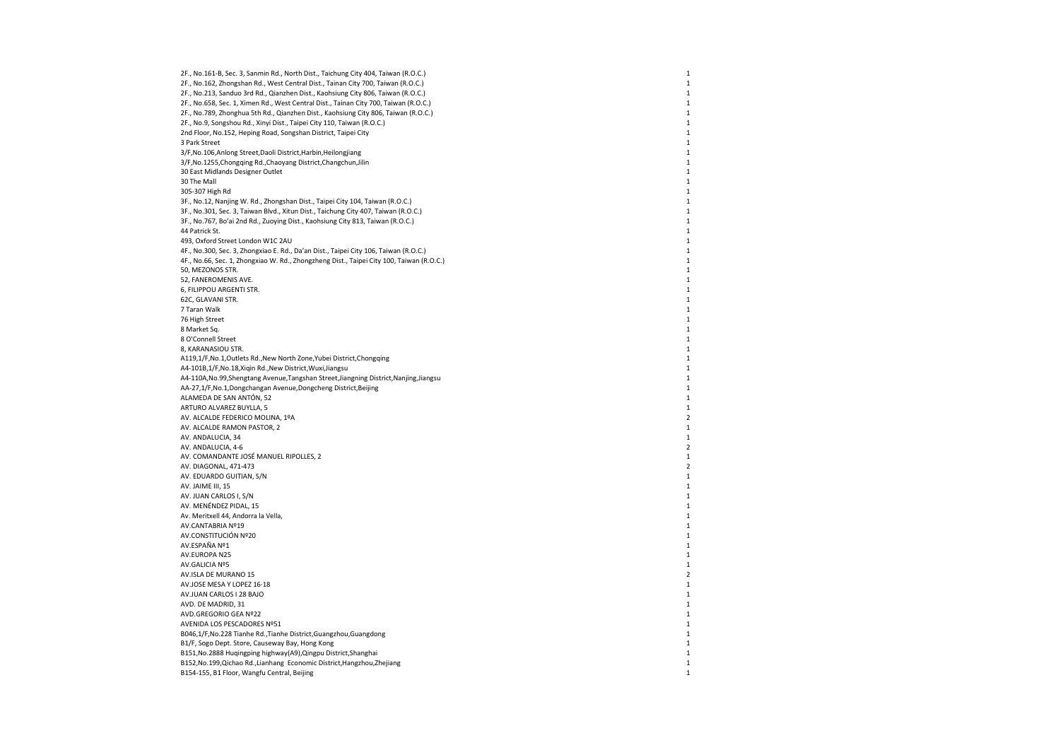| | |
|---|---|
| 2F., No.161-B, Sec. 3, Sanmin Rd., North Dist., Taichung City 404, Taiwan (R.O.C.) | 1 |
| 2F., No.162, Zhongshan Rd., West Central Dist., Tainan City 700, Taiwan (R.O.C.) | 1 |
| 2F., No.213, Sanduo 3rd Rd., Qianzhen Dist., Kaohsiung City 806, Taiwan (R.O.C.) | 1 |
| 2F., No.658, Sec. 1, Ximen Rd., West Central Dist., Tainan City 700, Taiwan (R.O.C.) | 1 |
| 2F., No.789, Zhonghua 5th Rd., Qianzhen Dist., Kaohsiung City 806, Taiwan (R.O.C.) | 1 |
| 2F., No.9, Songshou Rd., Xinyi Dist., Taipei City 110, Taiwan (R.O.C.) | 1 |
| 2nd Floor, No.152, Heping Road, Songshan District, Taipei City | 1 |
| 3 Park Street | 1 |
| 3/F,No.106,Anlong Street,Daoli District,Harbin,Heilongjiang | 1 |
| 3/F,No.1255,Chongqing Rd.,Chaoyang District,Changchun,Jilin | 1 |
| 30 East Midlands Designer Outlet | 1 |
| 30 The Mall | 1 |
| 305-307 High Rd | 1 |
| 3F., No.12, Nanjing W. Rd., Zhongshan Dist., Taipei City 104, Taiwan (R.O.C.) | 1 |
| 3F., No.301, Sec. 3, Taiwan Blvd., Xitun Dist., Taichung City 407, Taiwan (R.O.C.) | 1 |
| 3F., No.767, Bo'ai 2nd Rd., Zuoying Dist., Kaohsiung City 813, Taiwan (R.O.C.) | 1 |
| 44 Patrick St. | 1 |
| 493, Oxford Street London W1C 2AU | 1 |
| 4F., No.300, Sec. 3, Zhongxiao E. Rd., Da'an Dist., Taipei City 106, Taiwan (R.O.C.) | 1 |
| 4F., No.66, Sec. 1, Zhongxiao W. Rd., Zhongzheng Dist., Taipei City 100, Taiwan (R.O.C.) | 1 |
| 50, MEZONOS STR. | 1 |
| 52, FANEROMENIS AVE. | 1 |
| 6, FILIPPOU ARGENTI STR. | 1 |
| 62C, GLAVANI STR. | 1 |
| 7 Taran Walk | 1 |
| 76 High Street | 1 |
| 8 Market Sq. | 1 |
| 8 O'Connell Street | 1 |
| 8, KARANASIOU STR. | 1 |
| A119,1/F,No.1,Outlets Rd.,New North Zone,Yubei District,Chongqing | 1 |
| A4-101B,1/F,No.18,Xiqin Rd.,New District,Wuxi,Jiangsu | 1 |
| A4-110A,No.99,Shengtang Avenue,Tangshan Street,Jiangning District,Nanjing,Jiangsu | 1 |
| AA-27,1/F,No.1,Dongchangan Avenue,Dongcheng District,Beijing | 1 |
| ALAMEDA DE SAN ANTÓN, 52 | 1 |
| ARTURO ALVAREZ BUYLLA, 5 | 1 |
| AV. ALCALDE FEDERICO MOLINA, 1ºA | 2 |
| AV. ALCALDE RAMON PASTOR, 2 | 1 |
| AV. ANDALUCIA, 34 | 1 |
| AV. ANDALUCIA, 4-6 | 2 |
| AV. COMANDANTE JOSÉ MANUEL RIPOLLES, 2 | 1 |
| AV. DIAGONAL, 471-473 | 2 |
| AV. EDUARDO GUITIAN, S/N | 1 |
| AV. JAIME III, 15 | 1 |
| AV. JUAN CARLOS I, S/N | 1 |
| AV. MENÉNDEZ PIDAL, 15 | 1 |
| Av. Meritxell 44, Andorra la Vella, | 1 |
| AV.CANTABRIA Nº19 | 1 |
| AV.CONSTITUCIÓN Nº20 | 1 |
| AV.ESPAÑA Nº1 | 1 |
| AV.EUROPA N25 | 1 |
| AV.GALICIA Nº5 | 1 |
| AV.ISLA DE MURANO 15 | 2 |
| AV.JOSE MESA Y LOPEZ 16-18 | 1 |
| AV.JUAN CARLOS I 28 BAJO | 1 |
| AVD. DE MADRID, 31 | 1 |
| AVD.GREGORIO GEA Nº22 | 1 |
| AVENIDA LOS PESCADORES Nº51 | 1 |
| B046,1/F,No.228 Tianhe Rd.,Tianhe District,Guangzhou,Guangdong | 1 |
| B1/F, Sogo Dept. Store, Causeway Bay, Hong Kong | 1 |
| B151,No.2888 Huqingping highway(A9),Qingpu District,Shanghai | 1 |
| B152,No.199,Qichao Rd.,Lianhang Economic District,Hangzhou,Zhejiang | 1 |
| B154-155, B1 Floor, Wangfu Central, Beijing | 1 |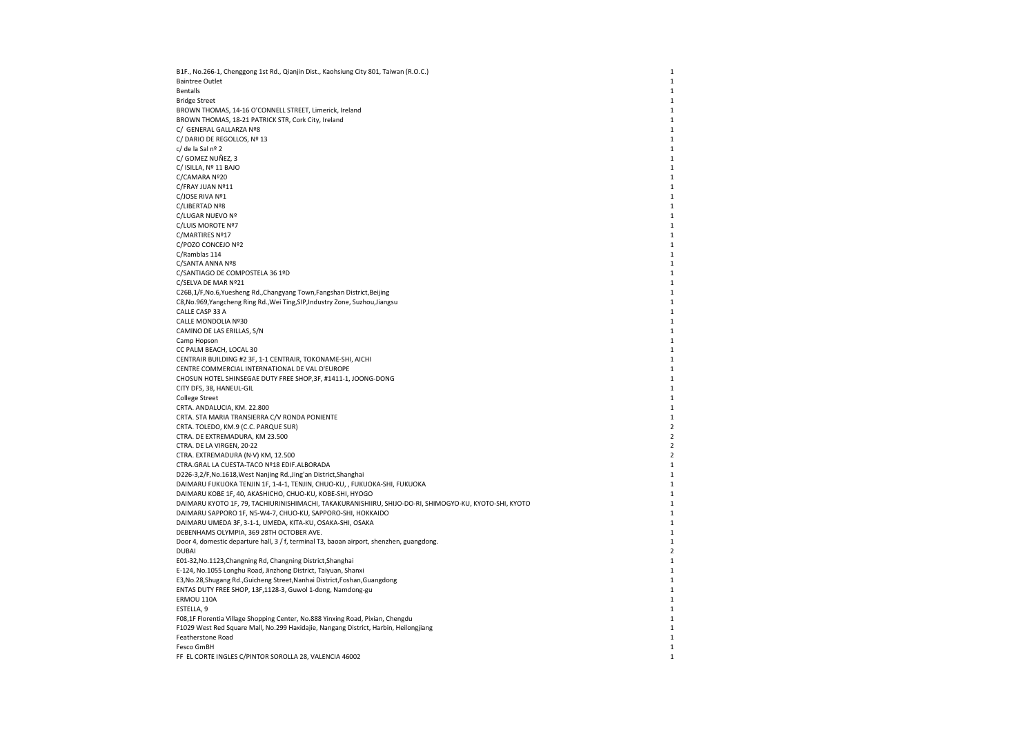| | |
|---|---|
| B1F., No.266-1, Chenggong 1st Rd., Qianjin Dist., Kaohsiung City 801, Taiwan (R.O.C.) | 1 |
| Baintree Outlet | 1 |
| Bentalls | 1 |
| Bridge Street | 1 |
| BROWN THOMAS, 14-16 O'CONNELL STREET, Limerick, Ireland | 1 |
| BROWN THOMAS, 18-21 PATRICK STR, Cork City, Ireland | 1 |
| C/ GENERAL GALLARZA Nº8 | 1 |
| C/ DARIO DE REGOLLOS, Nº 13 | 1 |
| c/ de la Sal nº 2 | 1 |
| C/ GOMEZ NUÑEZ, 3 | 1 |
| C/ ISILLA, Nº 11 BAJO | 1 |
| C/CAMARA Nº20 | 1 |
| C/FRAY JUAN Nº11 | 1 |
| C/JOSE RIVA Nº1 | 1 |
| C/LIBERTAD Nº8 | 1 |
| C/LUGAR NUEVO Nº | 1 |
| C/LUIS MOROTE Nº7 | 1 |
| C/MARTIRES Nº17 | 1 |
| C/POZO CONCEJO Nº2 | 1 |
| C/Ramblas 114 | 1 |
| C/SANTA ANNA Nº8 | 1 |
| C/SANTIAGO DE COMPOSTELA 36 1ºD | 1 |
| C/SELVA DE MAR Nº21 | 1 |
| C26B,1/F,No.6,Yuesheng Rd.,Changyang Town,Fangshan District,Beijing | 1 |
| C8,No.969,Yangcheng Ring Rd.,Wei Ting,SIP,Industry Zone, Suzhou,Jiangsu | 1 |
| CALLE CASP 33 A | 1 |
| CALLE MONDOLIA Nº30 | 1 |
| CAMINO DE LAS ERILLAS, S/N | 1 |
| Camp Hopson | 1 |
| CC PALM BEACH, LOCAL 30 | 1 |
| CENTRAIR BUILDING #2 3F, 1-1 CENTRAIR, TOKONAME-SHI, AICHI | 1 |
| CENTRE COMMERCIAL INTERNATIONAL DE VAL D'EUROPE | 1 |
| CHOSUN HOTEL SHINSEGAE DUTY FREE SHOP,3F, #1411-1, JOONG-DONG | 1 |
| CITY DFS, 38, HANEUL-GIL | 1 |
| College Street | 1 |
| CRTA. ANDALUCIA, KM. 22.800 | 1 |
| CRTA. STA MARIA TRANSIERRA C/V RONDA PONIENTE | 1 |
| CRTA. TOLEDO, KM.9 (C.C. PARQUE SUR) | 2 |
| CTRA. DE EXTREMADURA, KM 23.500 | 2 |
| CTRA. DE LA VIRGEN, 20-22 | 2 |
| CTRA. EXTREMADURA (N-V) KM, 12.500 | 2 |
| CTRA.GRAL LA CUESTA-TACO Nº18 EDIF.ALBORADA | 1 |
| D226-3,2/F,No.1618,West Nanjing Rd.,Jing'an District,Shanghai | 1 |
| DAIMARU FUKUOKA TENJIN 1F, 1-4-1, TENJIN, CHUO-KU, , FUKUOKA-SHI, FUKUOKA | 1 |
| DAIMARU KOBE 1F, 40, AKASHICHO, CHUO-KU, KOBE-SHI, HYOGO | 1 |
| DAIMARU KYOTO 1F, 79, TACHIURINISHIMACHI, TAKAKURANISHIIRU, SHIJO-DO-RI, SHIMOGYO-KU, KYOTO-SHI, KYOTO | 1 |
| DAIMARU SAPPORO 1F, N5-W4-7, CHUO-KU, SAPPORO-SHI, HOKKAIDO | 1 |
| DAIMARU UMEDA 3F, 3-1-1, UMEDA, KITA-KU, OSAKA-SHI, OSAKA | 1 |
| DEBENHAMS OLYMPIA, 369 28TH OCTOBER AVE. | 1 |
| Door 4, domestic departure hall, 3 / f, terminal T3, baoan airport, shenzhen, guangdong. | 1 |
| DUBAI | 2 |
| E01-32,No.1123,Changning Rd, Changning District,Shanghai | 1 |
| E-124, No.1055 Longhu Road, Jinzhong District, Taiyuan, Shanxi | 1 |
| E3,No.28,Shugang Rd.,Guicheng Street,Nanhai District,Foshan,Guangdong | 1 |
| ENTAS DUTY FREE SHOP, 13F,1128-3, Guwol 1-dong, Namdong-gu | 1 |
| ERMOU 110A | 1 |
| ESTELLA, 9 | 1 |
| F08,1F Florentia Village Shopping Center, No.888 Yinxing Road, Pixian, Chengdu | 1 |
| F1029 West Red Square Mall, No.299 Haxidajie, Nangang District, Harbin, Heilongjiang | 1 |
| Featherstone Road | 1 |
| Fesco GmBH | 1 |
| FF EL CORTE INGLES C/PINTOR SOROLLA 28, VALENCIA 46002 | 1 |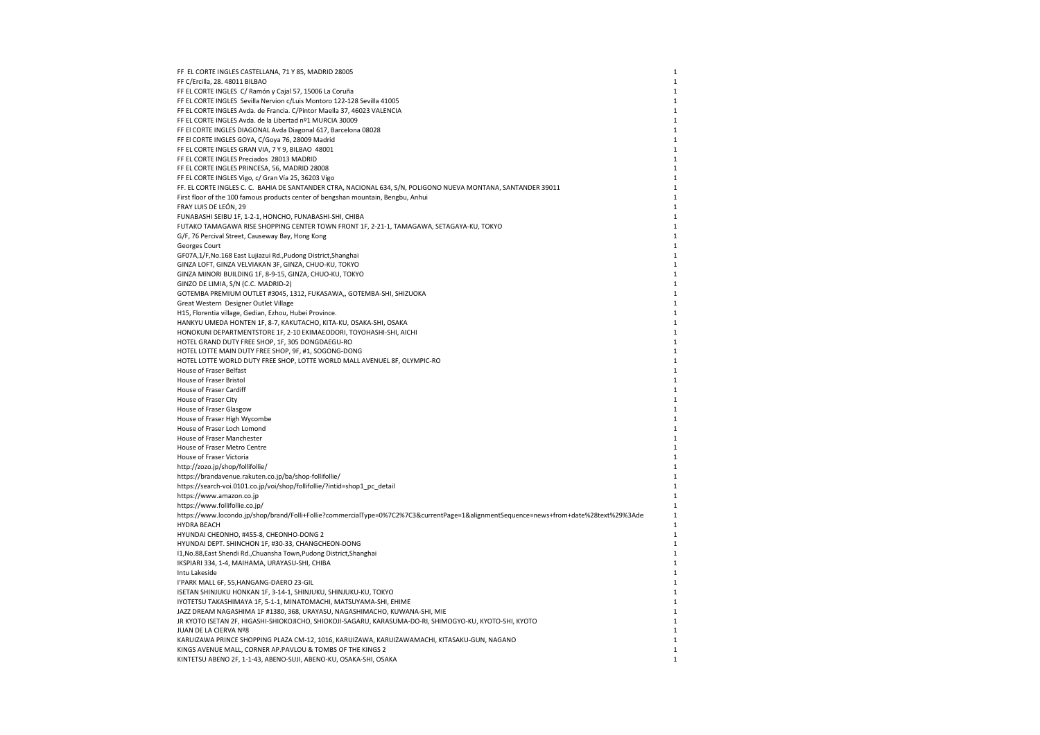| | |
|---|---|
| FF EL CORTE INGLES CASTELLANA, 71 Y 85, MADRID 28005 | 1 |
| FF C/Ercilla, 28. 48011 BILBAO | 1 |
| FF EL CORTE INGLES C/ Ramón y Cajal 57, 15006 La Coruña | 1 |
| FF EL CORTE INGLES Sevilla Nervion c/Luis Montoro 122-128 Sevilla 41005 | 1 |
| FF EL CORTE INGLES Avda. de Francia. C/Pintor Maella 37, 46023 VALENCIA | 1 |
| FF EL CORTE INGLES Avda. de la Libertad nº1 MURCIA 30009 | 1 |
| FF El CORTE INGLES DIAGONAL Avda Diagonal 617, Barcelona 08028 | 1 |
| FF El CORTE INGLES GOYA, C/Goya 76, 28009 Madrid | 1 |
| FF EL CORTE INGLES GRAN VIA, 7 Y 9, BILBAO 48001 | 1 |
| FF EL CORTE INGLES Preciados 28013 MADRID | 1 |
| FF EL CORTE INGLES PRINCESA, 56, MADRID 28008 | 1 |
| FF EL CORTE INGLES Vigo, c/ Gran Vía 25, 36203 Vigo | 1 |
| FF. EL CORTE INGLES C. C. BAHIA DE SANTANDER CTRA, NACIONAL 634, S/N, POLIGONO NUEVA MONTANA, SANTANDER 39011 | 1 |
| First floor of the 100 famous products center of bengshan mountain, Bengbu, Anhui | 1 |
| FRAY LUIS DE LEÓN, 29 | 1 |
| FUNABASHI SEIBU 1F, 1-2-1, HONCHO, FUNABASHI-SHI, CHIBA | 1 |
| FUTAKO TAMAGAWA RISE SHOPPING CENTER TOWN FRONT 1F, 2-21-1, TAMAGAWA, SETAGAYA-KU, TOKYO | 1 |
| G/F, 76 Percival Street, Causeway Bay, Hong Kong | 1 |
| Georges Court | 1 |
| GF07A,1/F,No.168 East Lujiazui Rd.,Pudong District,Shanghai | 1 |
| GINZA LOFT, GINZA VELVIAKAN 3F, GINZA, CHUO-KU, TOKYO | 1 |
| GINZA MINORI BUILDING 1F, 8-9-15, GINZA, CHUO-KU, TOKYO | 1 |
| GINZO DE LIMIA, S/N (C.C. MADRID-2) | 1 |
| GOTEMBA PREMIUM OUTLET #3045, 1312, FUKASAWA,, GOTEMBA-SHI, SHIZUOKA | 1 |
| Great Western Designer Outlet Village | 1 |
| H15, Florentia village, Gedian, Ezhou, Hubei Province. | 1 |
| HANKYU UMEDA HONTEN 1F, 8-7, KAKUTACHO, KITA-KU, OSAKA-SHI, OSAKA | 1 |
| HONOKUNI DEPARTMENTSTORE 1F, 2-10 EKIMAEODORI, TOYOHASHI-SHI, AICHI | 1 |
| HOTEL GRAND DUTY FREE SHOP, 1F, 305 DONGDAEGU-RO | 1 |
| HOTEL LOTTE MAIN DUTY FREE SHOP, 9F, #1, SOGONG-DONG | 1 |
| HOTEL LOTTE WORLD DUTY FREE SHOP, LOTTE WORLD MALL AVENUEL 8F, OLYMPIC-RO | 1 |
| House of Fraser Belfast | 1 |
| House of Fraser Bristol | 1 |
| House of Fraser Cardiff | 1 |
| House of Fraser City | 1 |
| House of Fraser Glasgow | 1 |
| House of Fraser High Wycombe | 1 |
| House of Fraser Loch Lomond | 1 |
| House of Fraser Manchester | 1 |
| House of Fraser Metro Centre | 1 |
| House of Fraser Victoria | 1 |
| http://zozo.jp/shop/follifollie/ | 1 |
| https://brandavenue.rakuten.co.jp/ba/shop-follifollie/ | 1 |
| https://search-voi.0101.co.jp/voi/shop/follifollie/?intid=shop1_pc_detail | 1 |
| https://www.amazon.co.jp | 1 |
| https://www.follifollie.co.jp/ | 1 |
| https://www.locondo.jp/shop/brand/Folli+Follie?commercialType=0%7C2%7C3&currentPage=1&alignmentSequence=news+from+date%28text%29%3Ade | 1 |
| HYDRA BEACH | 1 |
| HYUNDAI CHEONHO, #455-8, CHEONHO-DONG 2 | 1 |
| HYUNDAI DEPT. SHINCHON 1F, #30-33, CHANGCHEON-DONG | 1 |
| I1,No.88,East Shendi Rd.,Chuansha Town,Pudong District,Shanghai | 1 |
| IKSPIARI 334, 1-4, MAIHAMA, URAYASU-SHI, CHIBA | 1 |
| Intu Lakeside | 1 |
| I'PARK MALL 6F, 55,HANGANG-DAERO 23-GIL | 1 |
| ISETAN SHINJUKU HONKAN 1F, 3-14-1, SHINJUKU, SHINJUKU-KU, TOKYO | 1 |
| IYOTETSU TAKASHIMAYA 1F, 5-1-1, MINATOMACHI, MATSUYAMA-SHI, EHIME | 1 |
| JAZZ DREAM NAGASHIMA 1F #1380, 368, URAYASU, NAGASHIMACHO, KUWANA-SHI, MIE | 1 |
| JR KYOTO ISETAN 2F, HIGASHI-SHIOKOJICHO, SHIOKOJI-SAGARU, KARASUMA-DO-RI, SHIMOGYO-KU, KYOTO-SHI, KYOTO | 1 |
| JUAN DE LA CIERVA Nº8 | 1 |
| KARUIZAWA PRINCE SHOPPING PLAZA CM-12, 1016, KARUIZAWA, KARUIZAWAMACHI, KITASAKU-GUN, NAGANO | 1 |
| KINGS AVENUE MALL, CORNER AP.PAVLOU & TOMBS OF THE KINGS 2 | 1 |
| KINTETSU ABENO 2F, 1-1-43, ABENO-SUJI, ABENO-KU, OSAKA-SHI, OSAKA | 1 |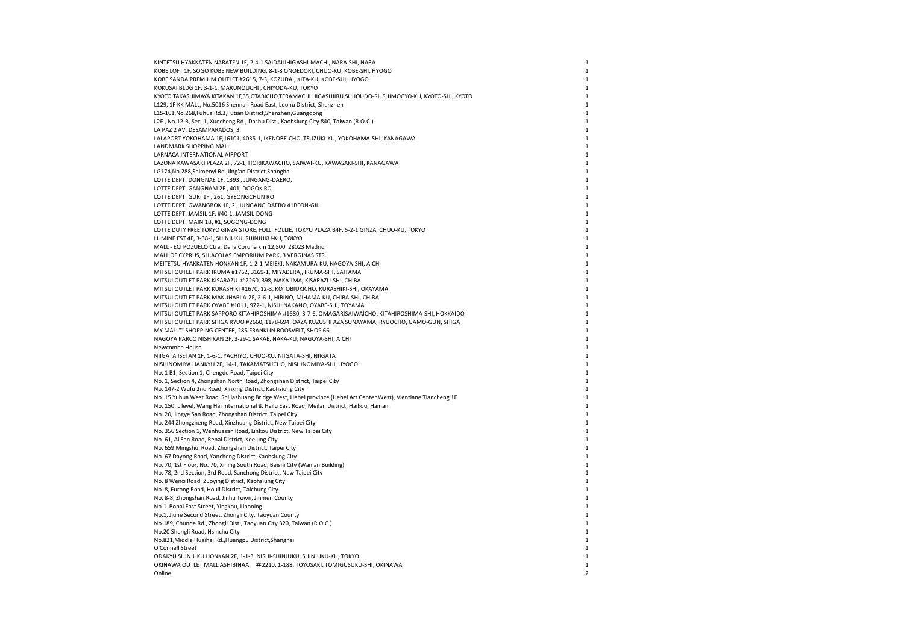| | |
|---|---|
| KINTETSU HYAKKATEN NARATEN 1F, 2-4-1 SAIDAIJIHIGASHI-MACHI, NARA-SHI, NARA | 1 |
| KOBE LOFT 1F, SOGO KOBE NEW BUILDING, 8-1-8 ONOEDORI, CHUO-KU, KOBE-SHI, HYOGO | 1 |
| KOBE SANDA PREMIUM OUTLET #2615, 7-3, KOZUDAI, KITA-KU, KOBE-SHI, HYOGO | 1 |
| KOKUSAI BLDG 1F, 3-1-1, MARUNOUCHI , CHIYODA-KU, TOKYO | 1 |
| KYOTO TAKASHIMAYA KITAKAN 1F,35,OTABICHO,TERAMACHI HIGASHIIRU,SHIJOUDO-RI, SHIMOGYO-KU, KYOTO-SHI, KYOTO | 1 |
| L129, 1F KK MALL, No.5016 Shennan Road East, Luohu District, Shenzhen | 1 |
| L1S-101,No.268,Fuhua Rd.3,Futian District,Shenzhen,Guangdong | 1 |
| L2F., No.12-B, Sec. 1, Xuecheng Rd., Dashu Dist., Kaohsiung City 840, Taiwan (R.O.C.) | 1 |
| LA PAZ 2 AV. DESAMPARADOS, 3 | 1 |
| LALAPORT YOKOHAMA 1F,16101, 4035-1, IKENOBE-CHO, TSUZUKI-KU, YOKOHAMA-SHI, KANAGAWA | 1 |
| LANDMARK SHOPPING MALL | 1 |
| LARNACA INTERNATIONAL AIRPORT | 1 |
| LAZONA KAWASAKI PLAZA 2F, 72-1, HORIKAWACHO, SAIWAI-KU, KAWASAKI-SHI, KANAGAWA | 1 |
| LG174,No.288,Shimenyi Rd.,Jing'an District,Shanghai | 1 |
| LOTTE DEPT. DONGNAE 1F, 1393 , JUNGANG-DAERO, | 1 |
| LOTTE DEPT. GANGNAM 2F , 401, DOGOK RO | 1 |
| LOTTE DEPT. GURI 1F , 261, GYEONGCHUN RO | 1 |
| LOTTE DEPT. GWANGBOK 1F, 2 , JUNGANG DAERO 41BEON-GIL | 1 |
| LOTTE DEPT. JAMSIL 1F, #40-1, JAMSIL-DONG | 1 |
| LOTTE DEPT. MAIN 1B, #1, SOGONG-DONG | 1 |
| LOTTE DUTY FREE TOKYO GINZA STORE, FOLLI FOLLIE, TOKYU PLAZA B4F, 5-2-1 GINZA, CHUO-KU, TOKYO | 1 |
| LUMINE EST 4F, 3-38-1, SHINJUKU, SHINJUKU-KU, TOKYO | 1 |
| MALL - ECI POZUELO Ctra. De la Coruña km 12,500  28023 Madrid | 1 |
| MALL OF CYPRUS, SHIACOLAS EMPORIUM PARK, 3 VERGINAS STR. | 1 |
| MEITETSU HYAKKATEN HONKAN 1F, 1-2-1 MEIEKI, NAKAMURA-KU, NAGOYA-SHI, AICHI | 1 |
| MITSUI OUTLET PARK IRUMA #1762, 3169-1, MIYADERA,, IRUMA-SHI, SAITAMA | 1 |
| MITSUI OUTLET PARK KISARAZU ＃2260, 398, NAKAJIMA, KISARAZU-SHI, CHIBA | 1 |
| MITSUI OUTLET PARK KURASHIKI #1670, 12-3, KOTOBIUKICHO, KURASHIKI-SHI, OKAYAMA | 1 |
| MITSUI OUTLET PARK MAKUHARI A-2F, 2-6-1, HIBINO, MIHAMA-KU, CHIBA-SHI, CHIBA | 1 |
| MITSUI OUTLET PARK OYABE #1011, 972-1, NISHI NAKANO, OYABE-SHI, TOYAMA | 1 |
| MITSUI OUTLET PARK SAPPORO KITAHIROSHIMA #1680, 3-7-6, OMAGARISAIWAICHO, KITAHIROSHIMA-SHI, HOKKAIDO | 1 |
| MITSUI OUTLET PARK SHIGA RYUO #2660, 1178-694, OAZA KUZUSHI AZA SUNAYAMA, RYUOCHO, GAMO-GUN, SHIGA | 1 |
| MY MALL"" SHOPPING CENTER, 285 FRANKLIN ROOSVELT, SHOP 66 | 1 |
| NAGOYA PARCO NISHIKAN 2F, 3-29-1 SAKAE, NAKA-KU, NAGOYA-SHI, AICHI | 1 |
| Newcombe House | 1 |
| NIIGATA ISETAN 1F, 1-6-1, YACHIYO, CHUO-KU, NIIGATA-SHI, NIIGATA | 1 |
| NISHINOMIYA HANKYU 2F, 14-1, TAKAMATSUCHO, NISHINOMIYA-SHI, HYOGO | 1 |
| No. 1 B1, Section 1, Chengde Road, Taipei City | 1 |
| No. 1, Section 4, Zhongshan North Road, Zhongshan District, Taipei City | 1 |
| No. 147-2 Wufu 2nd Road, Xinxing District, Kaohsiung City | 1 |
| No. 15 Yuhua West Road, Shijiazhuang Bridge West, Hebei province (Hebei Art Center West), Vientiane Tiancheng 1F | 1 |
| No. 150, L level, Wang Hai International 8, Hailu East Road, Meilan District, Haikou, Hainan | 1 |
| No. 20, Jingye San Road, Zhongshan District, Taipei City | 1 |
| No. 244 Zhongzheng Road, Xinzhuang District, New Taipei City | 1 |
| No. 356 Section 1, Wenhuasan Road, Linkou District, New Taipei City | 1 |
| No. 61, Ai San Road, Renai District, Keelung City | 1 |
| No. 659 Mingshui Road, Zhongshan District, Taipei City | 1 |
| No. 67 Dayong Road, Yancheng District, Kaohsiung City | 1 |
| No. 70, 1st Floor, No. 70, Xining South Road, Beishi City (Wanian Building) | 1 |
| No. 78, 2nd Section, 3rd Road, Sanchong District, New Taipei City | 1 |
| No. 8 Wenci Road, Zuoying District, Kaohsiung City | 1 |
| No. 8, Furong Road, Houli District, Taichung City | 1 |
| No. 8-8, Zhongshan Road, Jinhu Town, Jinmen County | 1 |
| No.1  Bohai East Street, Yingkou, Liaoning | 1 |
| No.1, Jiuhe Second Street, Zhongli City, Taoyuan County | 1 |
| No.189, Chunde Rd., Zhongli Dist., Taoyuan City 320, Taiwan (R.O.C.) | 1 |
| No.20 Shengli Road, Hsinchu City | 1 |
| No.821,Middle Huaihai Rd.,Huangpu District,Shanghai | 1 |
| O'Connell Street | 1 |
| ODAKYU SHINJUKU HONKAN 2F, 1-1-3, NISHI-SHINJUKU, SHINJUKU-KU, TOKYO | 1 |
| OKINAWA OUTLET MALL ASHIBINAA　＃2210, 1-188, TOYOSAKI, TOMIGUSUKU-SHI, OKINAWA | 1 |
| Online | 2 |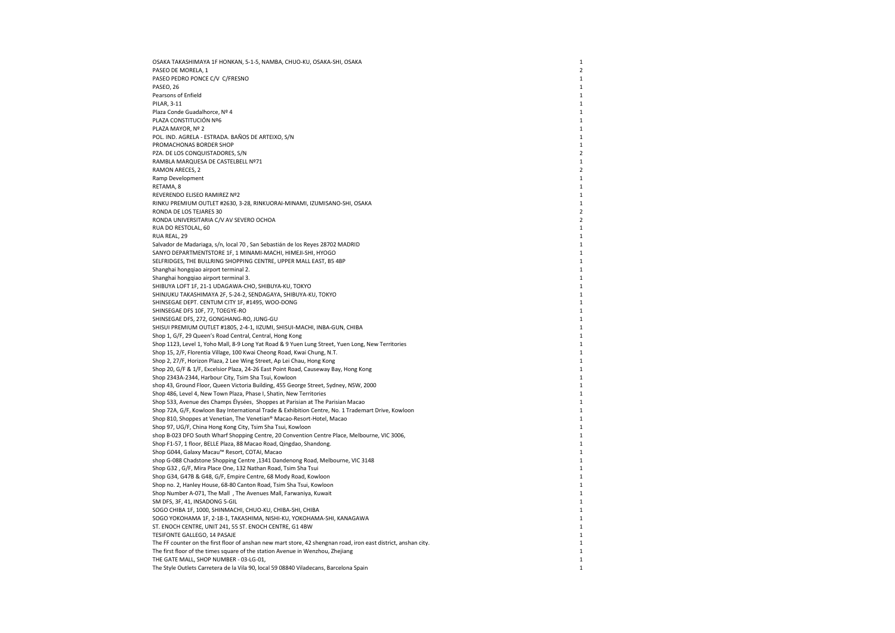| | |
|---|---|
| OSAKA TAKASHIMAYA 1F HONKAN, 5-1-5, NAMBA, CHUO-KU, OSAKA-SHI, OSAKA | 1 |
| PASEO DE MORELA, 1 | 2 |
| PASEO PEDRO PONCE C/V C/FRESNO | 1 |
| PASEO, 26 | 1 |
| Pearsons of Enfield | 1 |
| PILAR, 3-11 | 1 |
| Plaza Conde Guadalhorce, Nº 4 | 1 |
| PLAZA CONSTITUCIÓN Nº6 | 1 |
| PLAZA MAYOR, Nº 2 | 1 |
| POL. IND. AGRELA - ESTRADA. BAÑOS DE ARTEIXO, S/N | 1 |
| PROMACHONAS BORDER SHOP | 1 |
| PZA. DE LOS CONQUISTADORES, S/N | 2 |
| RAMBLA MARQUESA DE CASTELBELL Nº71 | 1 |
| RAMON ARECES, 2 | 2 |
| Ramp Development | 1 |
| RETAMA, 8 | 1 |
| REVERENDO ELISEO RAMIREZ Nº2 | 1 |
| RINKU PREMIUM OUTLET #2630, 3-28, RINKUORAI-MINAMI, IZUMISANO-SHI, OSAKA | 1 |
| RONDA DE LOS TEJARES 30 | 2 |
| RONDA UNIVERSITARIA C/V AV SEVERO OCHOA | 2 |
| RUA DO RESTOLAL, 60 | 1 |
| RUA REAL, 29 | 1 |
| Salvador de Madariaga, s/n, local 70 , San Sebastián de los Reyes 28702 MADRID | 1 |
| SANYO DEPARTMENTSTORE 1F, 1 MINAMI-MACHI, HIMEJI-SHI, HYOGO | 1 |
| SELFRIDGES, THE BULLRING SHOPPING CENTRE, UPPER MALL EAST, B5 4BP | 1 |
| Shanghai hongqiao airport terminal 2. | 1 |
| Shanghai hongqiao airport terminal 3. | 1 |
| SHIBUYA LOFT 1F, 21-1 UDAGAWA-CHO, SHIBUYA-KU, TOKYO | 1 |
| SHINJUKU TAKASHIMAYA 2F, 5-24-2, SENDAGAYA, SHIBUYA-KU, TOKYO | 1 |
| SHINSEGAE DEPT. CENTUM CITY 1F, #1495, WOO-DONG | 1 |
| SHINSEGAE DFS 10F, 77, TOEGYE-RO | 1 |
| SHINSEGAE DFS, 272, GONGHANG-RO, JUNG-GU | 1 |
| SHISUI PREMIUM OUTLET #1805, 2-4-1, IIZUMI, SHISUI-MACHI, INBA-GUN, CHIBA | 1 |
| Shop 1, G/F, 29 Queen's Road Central, Central, Hong Kong | 1 |
| Shop 1123, Level 1, Yoho Mall, 8-9 Long Yat Road & 9 Yuen Lung Street, Yuen Long, New Territories | 1 |
| Shop 15, 2/F, Florentia Village, 100 Kwai Cheong Road, Kwai Chung, N.T. | 1 |
| Shop 2, 27/F, Horizon Plaza, 2 Lee Wing Street, Ap Lei Chau, Hong Kong | 1 |
| Shop 20, G/F & 1/F, Excelsior Plaza, 24-26 East Point Road, Causeway Bay, Hong Kong | 1 |
| Shop 2343A-2344, Harbour City, Tsim Sha Tsui, Kowloon | 1 |
| shop 43, Ground Floor, Queen Victoria Building, 455 George Street, Sydney, NSW, 2000 | 1 |
| Shop 486, Level 4, New Town Plaza, Phase I, Shatin, New Territories | 1 |
| Shop 533, Avenue des Champs Élysées, Shoppes at Parisian at The Parisian Macao | 1 |
| Shop 72A, G/F, Kowloon Bay International Trade & Exhibition Centre, No. 1 Trademart Drive, Kowloon | 1 |
| Shop 810, Shoppes at Venetian, The Venetian® Macao-Resort-Hotel, Macao | 1 |
| Shop 97, UG/F, China Hong Kong City, Tsim Sha Tsui, Kowloon | 1 |
| shop B-023 DFO South Wharf Shopping Centre, 20 Convention Centre Place, Melbourne, VIC 3006, | 1 |
| Shop F1-57, 1 floor, BELLE Plaza, 88 Macao Road, Qingdao, Shandong. | 1 |
| Shop G044, Galaxy Macau™ Resort, COTAI, Macao | 1 |
| shop G-088 Chadstone Shopping Centre ,1341 Dandenong Road, Melbourne, VIC 3148 | 1 |
| Shop G32 , G/F, Mira Place One, 132 Nathan Road, Tsim Sha Tsui | 1 |
| Shop G34, G47B & G48, G/F, Empire Centre, 68 Mody Road, Kowloon | 1 |
| Shop no. 2, Hanley House, 68-80 Canton Road, Tsim Sha Tsui, Kowloon | 1 |
| Shop Number A-071, The Mall , The Avenues Mall, Farwaniya, Kuwait | 1 |
| SM DFS, 3F, 41, INSADONG 5-GIL | 1 |
| SOGO CHIBA 1F, 1000, SHINMACHI, CHUO-KU, CHIBA-SHI, CHIBA | 1 |
| SOGO YOKOHAMA 1F, 2-18-1, TAKASHIMA, NISHI-KU, YOKOHAMA-SHI, KANAGAWA | 1 |
| ST. ENOCH CENTRE, UNIT 241, 55 ST. ENOCH CENTRE, G1 4BW | 1 |
| TESIFONTE GALLEGO, 14 PASAJE | 1 |
| The FF counter on the first floor of anshan new mart store, 42 shengnan road, iron east district, anshan city. | 1 |
| The first floor of the times square of the station Avenue in Wenzhou, Zhejiang | 1 |
| THE GATE MALL, SHOP NUMBER - 03-LG-01, | 1 |
| The Style Outlets Carretera de la Vila 90, local 59 08840 Viladecans, Barcelona Spain | 1 |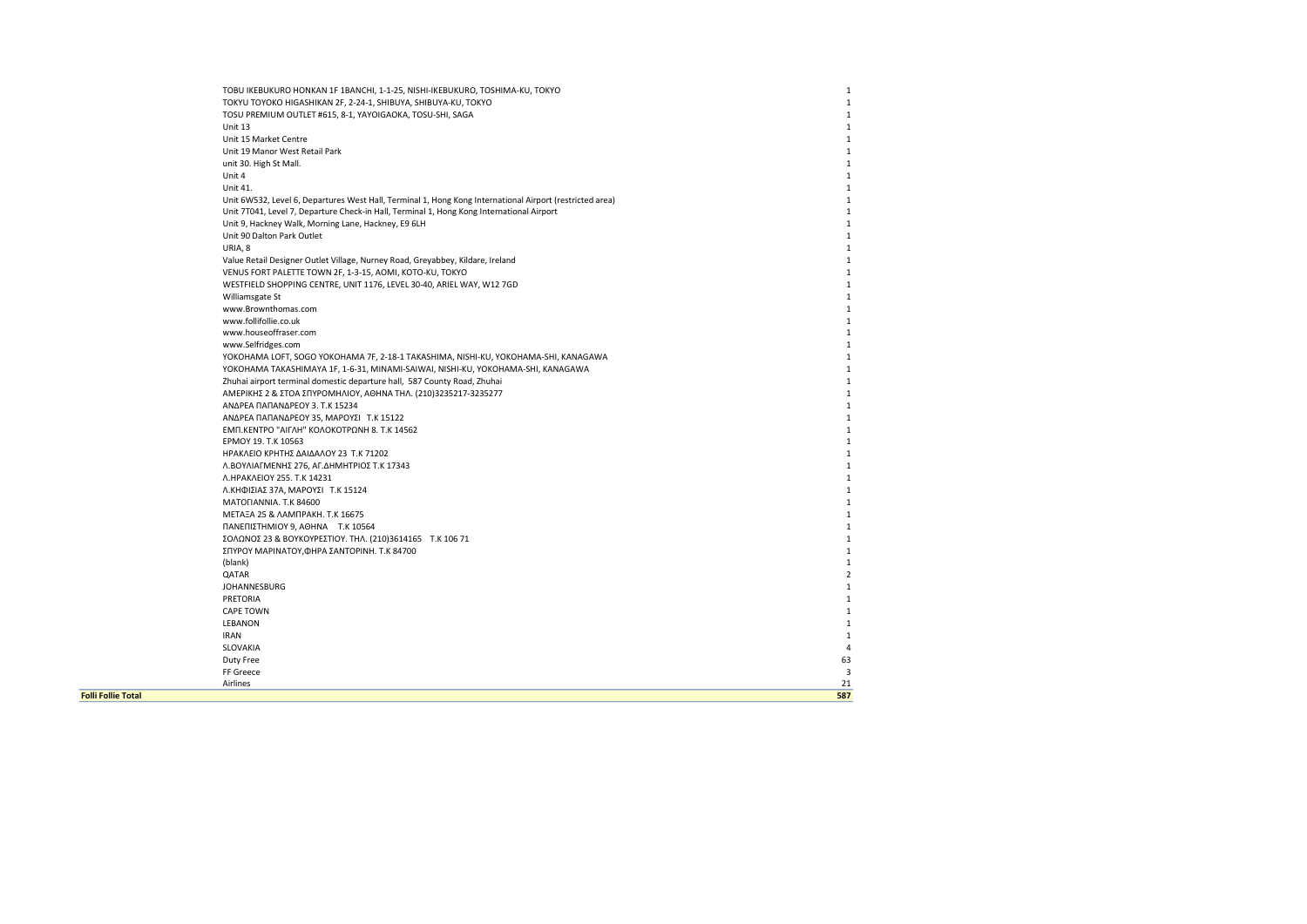| | | |
|---|---|---|
| | TOBU IKEBUKURO HONKAN 1F 1BANCHI, 1-1-25, NISHI-IKEBUKURO, TOSHIMA-KU, TOKYO | 1 |
| | TOKYU TOYOKO HIGASHIKAN 2F, 2-24-1, SHIBUYA, SHIBUYA-KU, TOKYO | 1 |
| | TOSU PREMIUM OUTLET #615, 8-1, YAYOIGAOKA, TOSU-SHI, SAGA | 1 |
| | Unit 13 | 1 |
| | Unit 15 Market Centre | 1 |
| | Unit 19 Manor West Retail Park | 1 |
| | unit 30. High St Mall. | 1 |
| | Unit 4 | 1 |
| | Unit 41. | 1 |
| | Unit 6W532, Level 6, Departures West Hall, Terminal 1, Hong Kong International Airport (restricted area) | 1 |
| | Unit 7T041, Level 7, Departure Check-in Hall, Terminal 1, Hong Kong International Airport | 1 |
| | Unit 9, Hackney Walk, Morning Lane, Hackney, E9 6LH | 1 |
| | Unit 90 Dalton Park Outlet | 1 |
| | URIA, 8 | 1 |
| | Value Retail Designer Outlet Village, Nurney Road, Greyabbey, Kildare, Ireland | 1 |
| | VENUS FORT PALETTE TOWN 2F, 1-3-15, AOMI, KOTO-KU, TOKYO | 1 |
| | WESTFIELD SHOPPING CENTRE, UNIT 1176, LEVEL 30-40, ARIEL WAY, W12 7GD | 1 |
| | Williamsgate St | 1 |
| | www.Brownthomas.com | 1 |
| | www.follifollie.co.uk | 1 |
| | www.houseoffraser.com | 1 |
| | www.Selfridges.com | 1 |
| | YOKOHAMA LOFT, SOGO YOKOHAMA 7F, 2-18-1 TAKASHIMA, NISHI-KU, YOKOHAMA-SHI, KANAGAWA | 1 |
| | YOKOHAMA TAKASHIMAYA 1F, 1-6-31, MINAMI-SAIWAI, NISHI-KU, YOKOHAMA-SHI, KANAGAWA | 1 |
| | Zhuhai airport terminal domestic departure hall, 587 County Road, Zhuhai | 1 |
| | ΑΜΕΡΙΚΗΣ 2 & ΣΤΟΑ ΣΠΥΡΟΜΗΛΙΟΥ, ΑΘΗΝΑ ΤΗΛ. (210)3235217-3235277 | 1 |
| | ΑΝΔΡΕΑ ΠΑΠΑΝΔΡΕΟΥ 3. Τ.Κ 15234 | 1 |
| | ΑΝΔΡΕΑ ΠΑΠΑΝΔΡΕΟΥ 35, ΜΑΡΟΥΣΙ Τ.Κ 15122 | 1 |
| | ΕΜΠ.ΚΕΝΤΡΟ "ΑΙΓΛΗ" ΚΟΛΟΚΟΤΡΩΝΗ 8. Τ.Κ 14562 | 1 |
| | ΕΡΜΟΥ 19. Τ.Κ 10563 | 1 |
| | ΗΡΑΚΛΕΙΟ ΚΡΗΤΗΣ ΔΑΙΔΑΛΟΥ 23 Τ.Κ 71202 | 1 |
| | Λ.ΒΟΥΛΙΑΓΜΕΝΗΣ 276, ΑΓ.ΔΗΜΗΤΡΙΟΣ Τ.Κ 17343 | 1 |
| | Λ.ΗΡΑΚΛΕΙΟΥ 255. Τ.Κ 14231 | 1 |
| | Λ.ΚΗΦΙΣΙΑΣ 37Α, ΜΑΡΟΥΣΙ Τ.Κ 15124 | 1 |
| | ΜΑΤΟΓΙΑΝΝΙΑ. Τ.Κ 84600 | 1 |
| | ΜΕΤΑΞΑ 25 & ΛΑΜΠΡΑΚΗ. Τ.Κ 16675 | 1 |
| | ΠΑΝΕΠΙΣΤΗΜΙΟΥ 9, ΑΘΗΝΑ Τ.Κ 10564 | 1 |
| | ΣΟΛΩΝΟΣ 23 & ΒΟΥΚΟΥΡΕΣΤΙΟΥ. ΤΗΛ. (210)3614165 Τ.Κ 106 71 | 1 |
| | ΣΠΥΡΟΥ ΜΑΡΙΝΑΤΟΥ,ΦΗΡΑ ΣΑΝΤΟΡΙΝΗ. Τ.Κ 84700 | 1 |
| | (blank) | 1 |
| | QATAR | 2 |
| | JOHANNESBURG | 1 |
| | PRETORIA | 1 |
| | CAPE TOWN | 1 |
| | LEBANON | 1 |
| | IRAN | 1 |
| | SLOVAKIA | 4 |
| | Duty Free | 63 |
| | FF Greece | 3 |
| | Airlines | 21 |
| **Folli Follie Total** | | **587** |